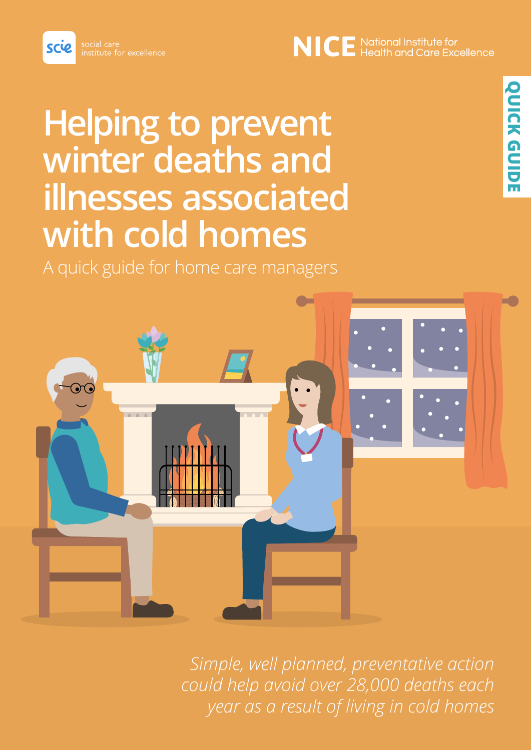scie social care institute for excellence

NICE National Institute for Health and Care Excellence

QUICK GUIDE

# Helping to prevent winter deaths and illnesses associated with cold homes

A quick guide for home care managers

*Simple, well planned, preventative action could help avoid over 28,000 deaths each year as a result of living in cold homes*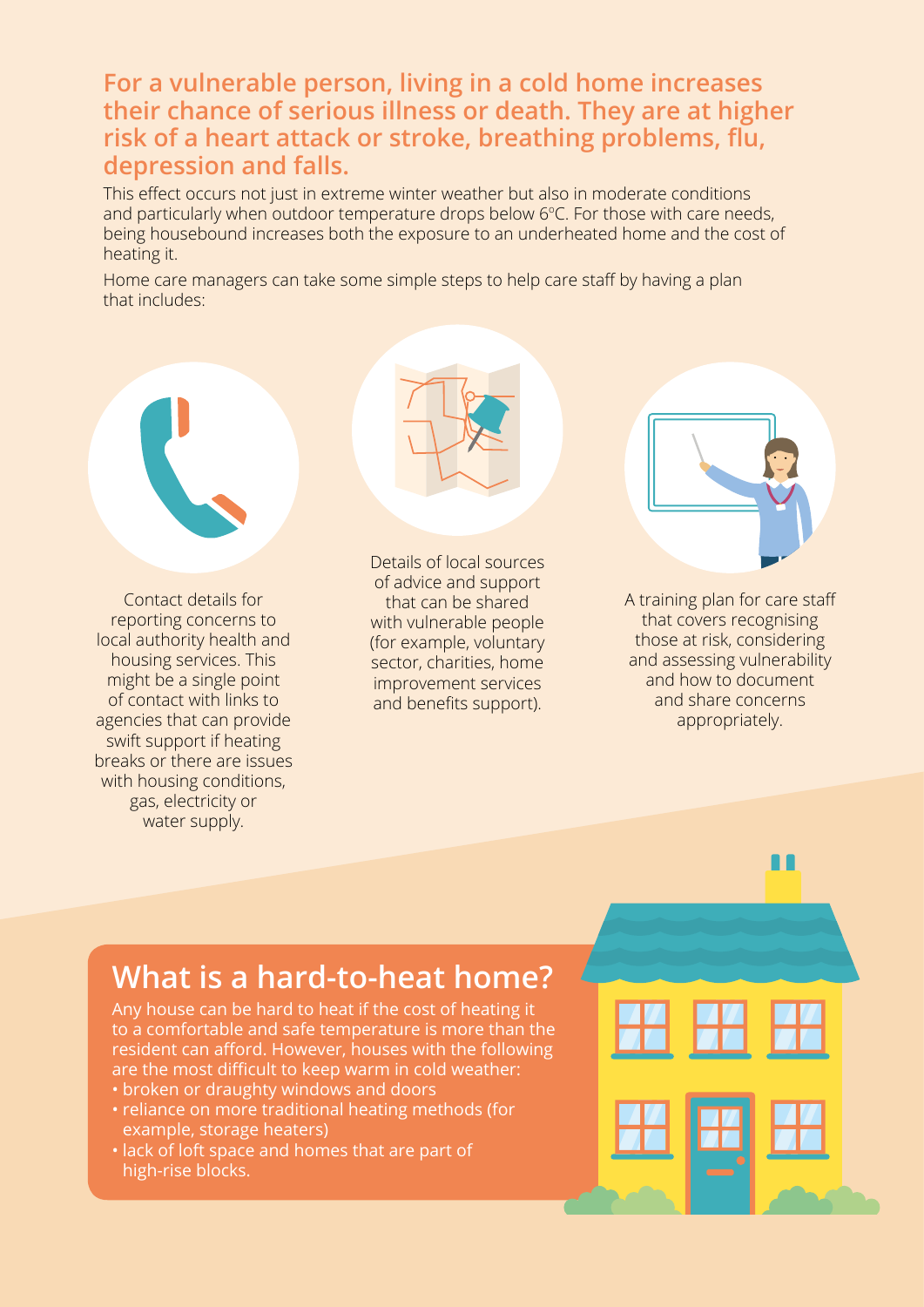**For a vulnerable person, living in a cold home increases their chance of serious illness or death. They are at higher risk of a heart attack or stroke, breathing problems, flu, depression and falls.**

This effect occurs not just in extreme winter weather but also in moderate conditions and particularly when outdoor temperature drops below 6ºC. For those with care needs, being housebound increases both the exposure to an underheated home and the cost of heating it.

Home care managers can take some simple steps to help care staff by having a plan that includes:

Contact details for reporting concerns to local authority health and housing services. This might be a single point of contact with links to agencies that can provide swift support if heating breaks or there are issues with housing conditions, gas, electricity or water supply.

Details of local sources of advice and support that can be shared with vulnerable people (for example, voluntary sector, charities, home improvement services and benefits support).

A training plan for care staff that covers recognising those at risk, considering and assessing vulnerability and how to document and share concerns appropriately.

## What is a hard-to-heat home?

Any house can be hard to heat if the cost of heating it to a comfortable and safe temperature is more than the resident can afford. However, houses with the following are the most difficult to keep warm in cold weather:

- broken or draughty windows and doors
- reliance on more traditional heating methods (for example, storage heaters)
- lack of loft space and homes that are part of high-rise blocks.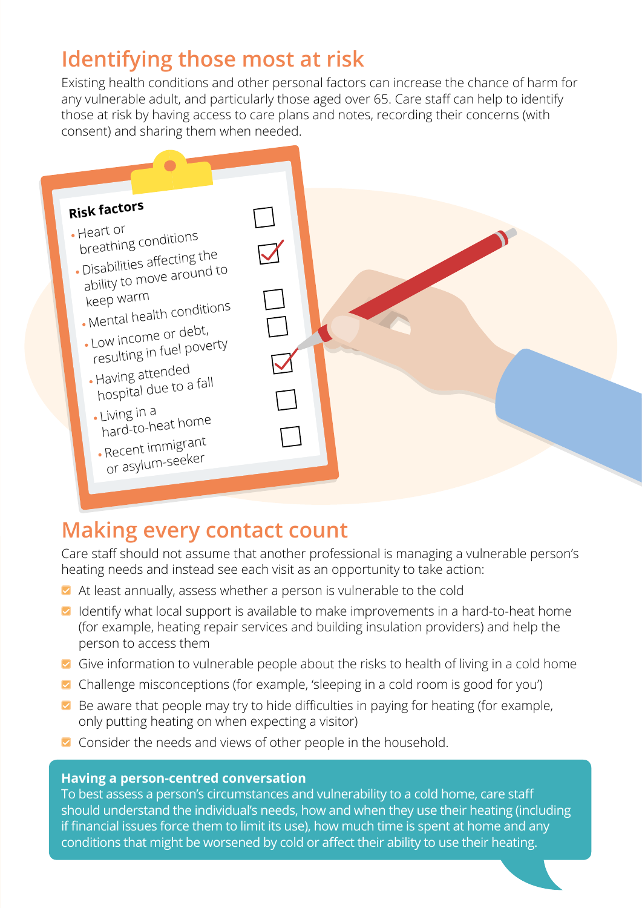## Identifying those most at risk

Existing health conditions and other personal factors can increase the chance of harm for any vulnerable adult, and particularly those aged over 65. Care staff can help to identify those at risk by having access to care plans and notes, recording their concerns (with consent) and sharing them when needed.

**Risk factors**

- Heart or breathing conditions
- Disabilities affecting the ability to move around to keep warm
- Mental health conditions
- Low income or debt, resulting in fuel poverty
- Having attended hospital due to a fall
- Living in a hard-to-heat home
- Recent immigrant or asylum-seeker

## Making every contact count

Care staff should not assume that another professional is managing a vulnerable person's heating needs and instead see each visit as an opportunity to take action:

- At least annually, assess whether a person is vulnerable to the cold
- Identify what local support is available to make improvements in a hard-to-heat home (for example, heating repair services and building insulation providers) and help the person to access them
- Give information to vulnerable people about the risks to health of living in a cold home
- Challenge misconceptions (for example, 'sleeping in a cold room is good for you')
- Be aware that people may try to hide difficulties in paying for heating (for example, only putting heating on when expecting a visitor)
- Consider the needs and views of other people in the household.

**Having a person-centred conversation**

To best assess a person's circumstances and vulnerability to a cold home, care staff should understand the individual's needs, how and when they use their heating (including if financial issues force them to limit its use), how much time is spent at home and any conditions that might be worsened by cold or affect their ability to use their heating.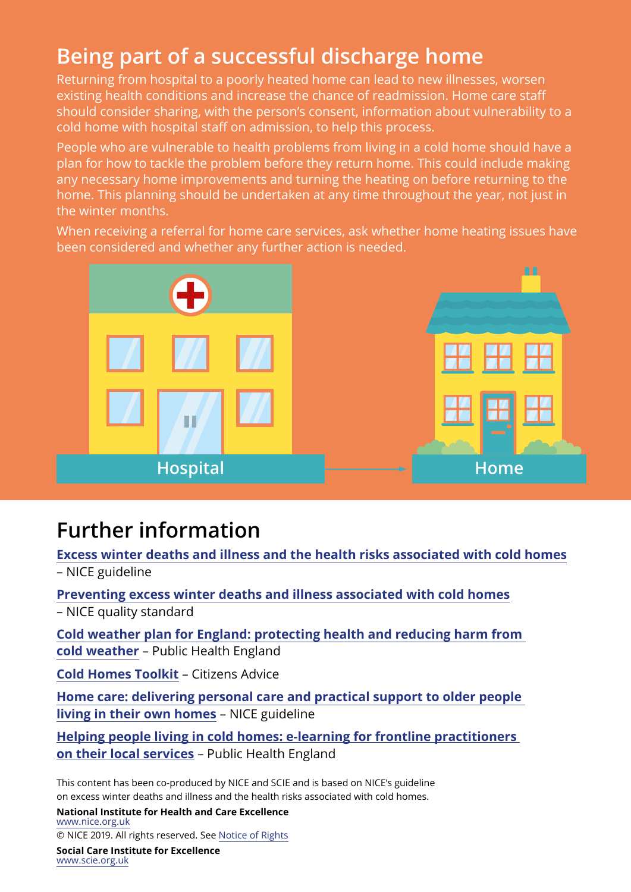## Being part of a successful discharge home

Returning from hospital to a poorly heated home can lead to new illnesses, worsen existing health conditions and increase the chance of readmission. Home care staff should consider sharing, with the person's consent, information about vulnerability to a cold home with hospital staff on admission, to help this process.

People who are vulnerable to health problems from living in a cold home should have a plan for how to tackle the problem before they return home. This could include making any necessary home improvements and turning the heating on before returning to the home. This planning should be undertaken at any time throughout the year, not just in the winter months.

When receiving a referral for home care services, ask whether home heating issues have been considered and whether any further action is needed.

Hospital

Home

## Further information

**Excess winter deaths and illness and the health risks associated with cold homes** – NICE guideline

**Preventing excess winter deaths and illness associated with cold homes** – NICE quality standard

**Cold weather plan for England: protecting health and reducing harm from cold weather** – Public Health England

**Cold Homes Toolkit** – Citizens Advice

**Home care: delivering personal care and practical support to older people living in their own homes** – NICE guideline

**Helping people living in cold homes: e-learning for frontline practitioners on their local services** – Public Health England

This content has been co-produced by NICE and SCIE and is based on NICE's guideline on excess winter deaths and illness and the health risks associated with cold homes.

**National Institute for Health and Care Excellence**
www.nice.org.uk

© NICE 2019. All rights reserved. See Notice of Rights

**Social Care Institute for Excellence**
www.scie.org.uk